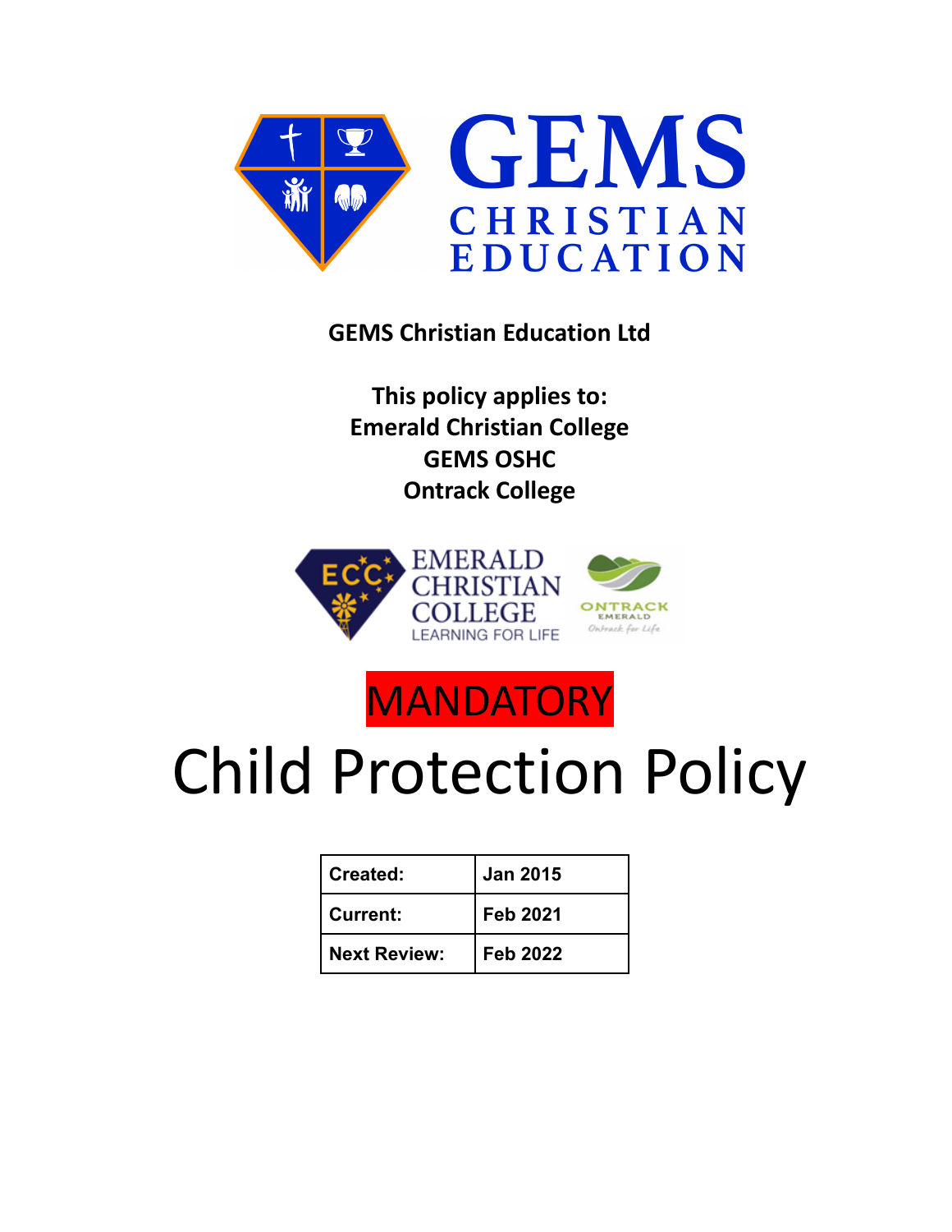GEMS CHRISTIAN EDUCATION

**GEMS Christian Education Ltd**

**This policy applies to:**
**Emerald Christian College**
**GEMS OSHC**
**Ontrack College**

EMERALD CHRISTIAN COLLEGE
LEARNING FOR LIFE

ONTRACK EMERALD
Ontrack for Life

MANDATORY

# Child Protection Policy

| Created: | Jan 2015 |
|---|---|
| Current: | Feb 2021 |
| Next Review: | Feb 2022 |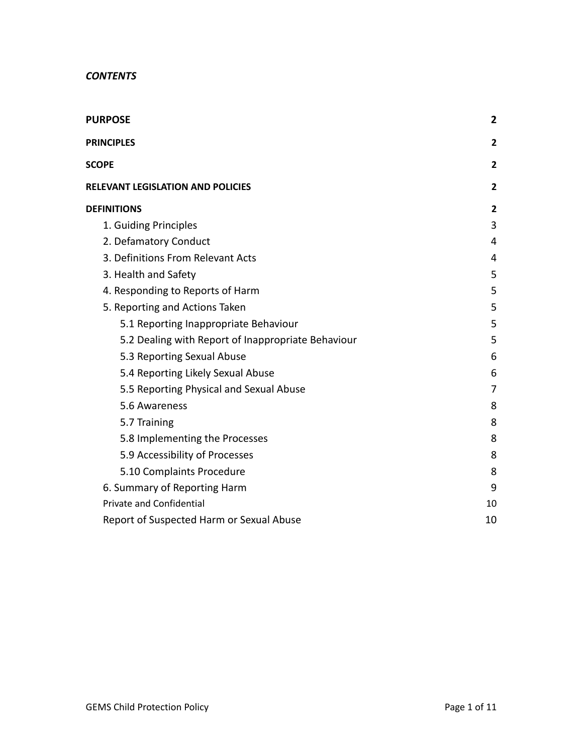***CONTENTS***

| | |
|---|---|
| **PURPOSE** | **2** |
| **PRINCIPLES** | **2** |
| **SCOPE** | **2** |
| **RELEVANT LEGISLATION AND POLICIES** | **2** |
| **DEFINITIONS** | **2** |
| 1. Guiding Principles | 3 |
| 2. Defamatory Conduct | 4 |
| 3. Definitions From Relevant Acts | 4 |
| 3. Health and Safety | 5 |
| 4. Responding to Reports of Harm | 5 |
| 5. Reporting and Actions Taken | 5 |
| 5.1 Reporting Inappropriate Behaviour | 5 |
| 5.2 Dealing with Report of Inappropriate Behaviour | 5 |
| 5.3 Reporting Sexual Abuse | 6 |
| 5.4 Reporting Likely Sexual Abuse | 6 |
| 5.5 Reporting Physical and Sexual Abuse | 7 |
| 5.6 Awareness | 8 |
| 5.7 Training | 8 |
| 5.8 Implementing the Processes | 8 |
| 5.9 Accessibility of Processes | 8 |
| 5.10 Complaints Procedure | 8 |
| 6. Summary of Reporting Harm | 9 |
| Private and Confidential | 10 |
| Report of Suspected Harm or Sexual Abuse | 10 |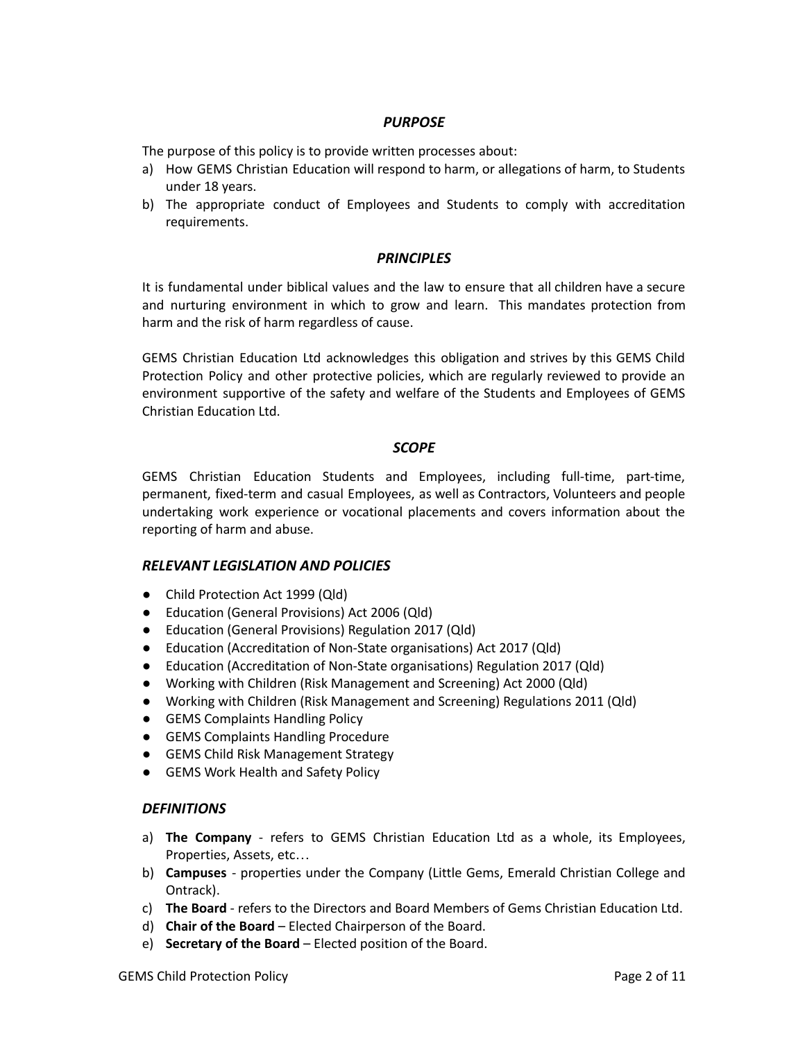## *PURPOSE*

The purpose of this policy is to provide written processes about:

a) How GEMS Christian Education will respond to harm, or allegations of harm, to Students under 18 years.
b) The appropriate conduct of Employees and Students to comply with accreditation requirements.

## *PRINCIPLES*

It is fundamental under biblical values and the law to ensure that all children have a secure and nurturing environment in which to grow and learn. This mandates protection from harm and the risk of harm regardless of cause.

GEMS Christian Education Ltd acknowledges this obligation and strives by this GEMS Child Protection Policy and other protective policies, which are regularly reviewed to provide an environment supportive of the safety and welfare of the Students and Employees of GEMS Christian Education Ltd.

## *SCOPE*

GEMS Christian Education Students and Employees, including full-time, part-time, permanent, fixed-term and casual Employees, as well as Contractors, Volunteers and people undertaking work experience or vocational placements and covers information about the reporting of harm and abuse.

## *RELEVANT LEGISLATION AND POLICIES*

- Child Protection Act 1999 (Qld)
- Education (General Provisions) Act 2006 (Qld)
- Education (General Provisions) Regulation 2017 (Qld)
- Education (Accreditation of Non-State organisations) Act 2017 (Qld)
- Education (Accreditation of Non-State organisations) Regulation 2017 (Qld)
- Working with Children (Risk Management and Screening) Act 2000 (Qld)
- Working with Children (Risk Management and Screening) Regulations 2011 (Qld)
- GEMS Complaints Handling Policy
- GEMS Complaints Handling Procedure
- GEMS Child Risk Management Strategy
- GEMS Work Health and Safety Policy

## *DEFINITIONS*

a) **The Company** - refers to GEMS Christian Education Ltd as a whole, its Employees, Properties, Assets, etc…
b) **Campuses** - properties under the Company (Little Gems, Emerald Christian College and Ontrack).
c) **The Board** - refers to the Directors and Board Members of Gems Christian Education Ltd.
d) **Chair of the Board** – Elected Chairperson of the Board.
e) **Secretary of the Board** – Elected position of the Board.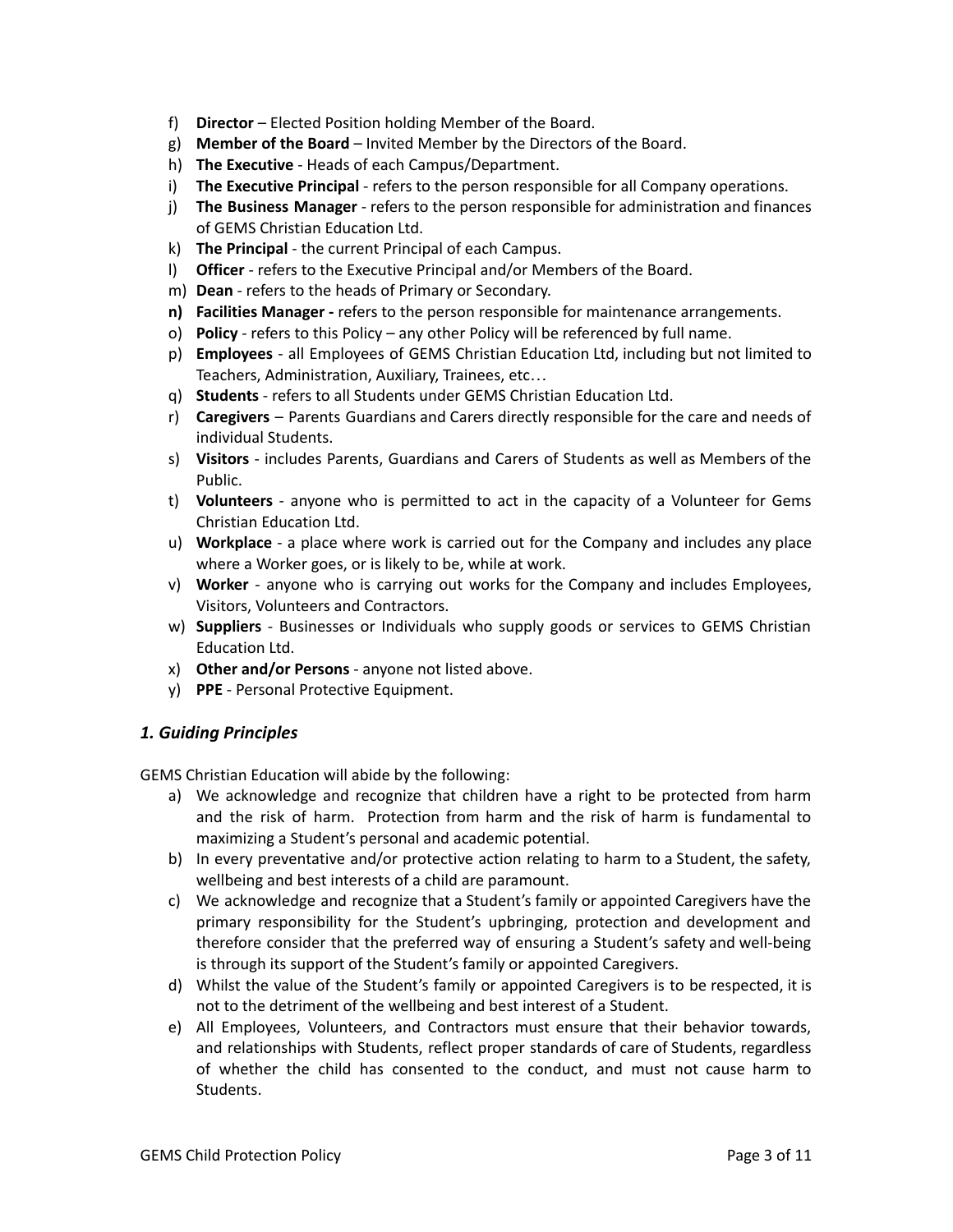- f) **Director** – Elected Position holding Member of the Board.
- g) **Member of the Board** – Invited Member by the Directors of the Board.
- h) **The Executive** - Heads of each Campus/Department.
- i) **The Executive Principal** - refers to the person responsible for all Company operations.
- j) **The Business Manager** - refers to the person responsible for administration and finances of GEMS Christian Education Ltd.
- k) **The Principal** - the current Principal of each Campus.
- l) **Officer** - refers to the Executive Principal and/or Members of the Board.
- m) **Dean** - refers to the heads of Primary or Secondary.
- **n) Facilities Manager -** refers to the person responsible for maintenance arrangements.
- o) **Policy** - refers to this Policy – any other Policy will be referenced by full name.
- p) **Employees** - all Employees of GEMS Christian Education Ltd, including but not limited to Teachers, Administration, Auxiliary, Trainees, etc…
- q) **Students** - refers to all Students under GEMS Christian Education Ltd.
- r) **Caregivers** – Parents Guardians and Carers directly responsible for the care and needs of individual Students.
- s) **Visitors** - includes Parents, Guardians and Carers of Students as well as Members of the Public.
- t) **Volunteers** - anyone who is permitted to act in the capacity of a Volunteer for Gems Christian Education Ltd.
- u) **Workplace** - a place where work is carried out for the Company and includes any place where a Worker goes, or is likely to be, while at work.
- v) **Worker** - anyone who is carrying out works for the Company and includes Employees, Visitors, Volunteers and Contractors.
- w) **Suppliers** - Businesses or Individuals who supply goods or services to GEMS Christian Education Ltd.
- x) **Other and/or Persons** - anyone not listed above.
- y) **PPE** - Personal Protective Equipment.

## *1. Guiding Principles*

GEMS Christian Education will abide by the following:

- a) We acknowledge and recognize that children have a right to be protected from harm and the risk of harm. Protection from harm and the risk of harm is fundamental to maximizing a Student's personal and academic potential.
- b) In every preventative and/or protective action relating to harm to a Student, the safety, wellbeing and best interests of a child are paramount.
- c) We acknowledge and recognize that a Student's family or appointed Caregivers have the primary responsibility for the Student's upbringing, protection and development and therefore consider that the preferred way of ensuring a Student's safety and well-being is through its support of the Student's family or appointed Caregivers.
- d) Whilst the value of the Student's family or appointed Caregivers is to be respected, it is not to the detriment of the wellbeing and best interest of a Student.
- e) All Employees, Volunteers, and Contractors must ensure that their behavior towards, and relationships with Students, reflect proper standards of care of Students, regardless of whether the child has consented to the conduct, and must not cause harm to Students.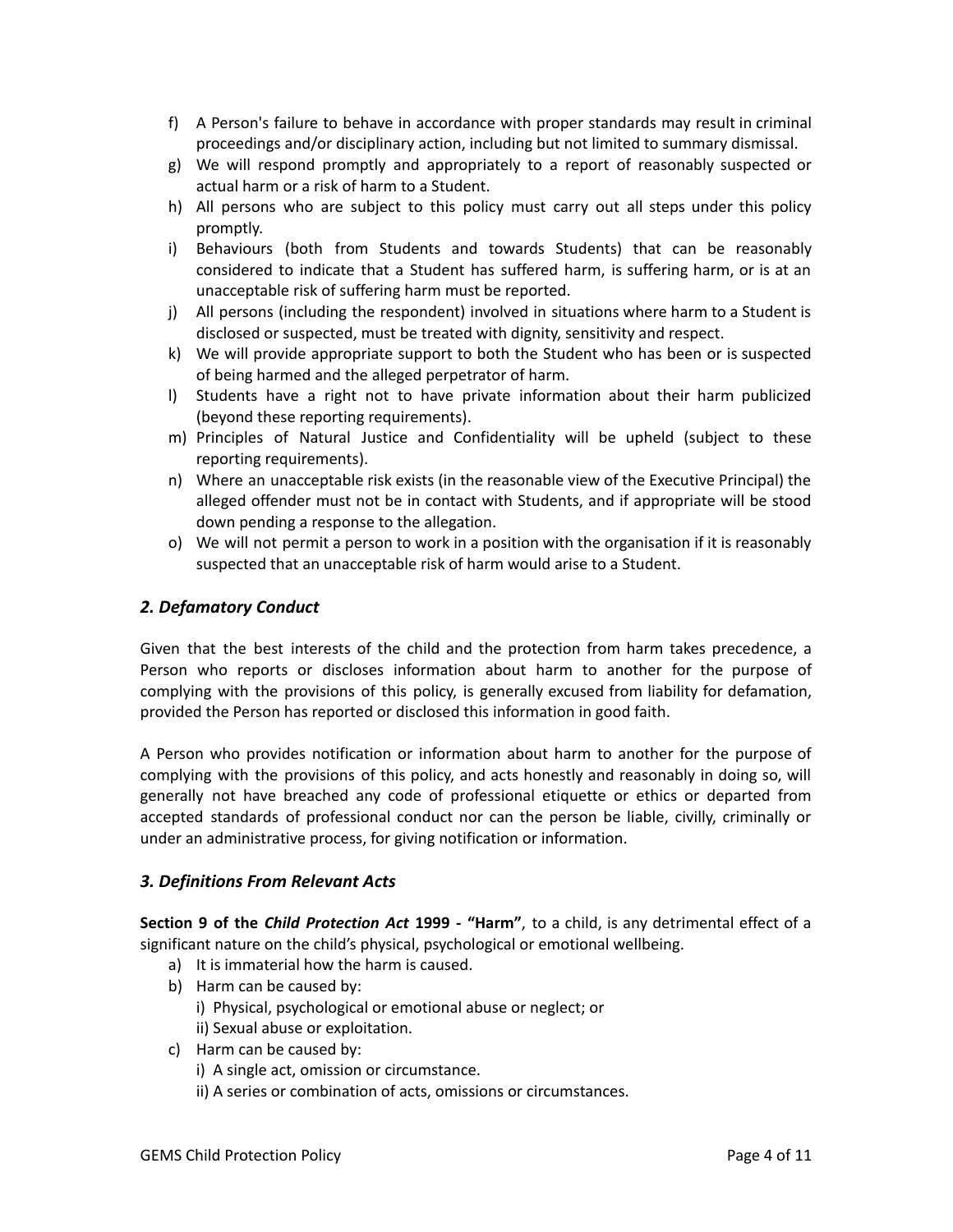f) A Person's failure to behave in accordance with proper standards may result in criminal proceedings and/or disciplinary action, including but not limited to summary dismissal.
g) We will respond promptly and appropriately to a report of reasonably suspected or actual harm or a risk of harm to a Student.
h) All persons who are subject to this policy must carry out all steps under this policy promptly.
i) Behaviours (both from Students and towards Students) that can be reasonably considered to indicate that a Student has suffered harm, is suffering harm, or is at an unacceptable risk of suffering harm must be reported.
j) All persons (including the respondent) involved in situations where harm to a Student is disclosed or suspected, must be treated with dignity, sensitivity and respect.
k) We will provide appropriate support to both the Student who has been or is suspected of being harmed and the alleged perpetrator of harm.
l) Students have a right not to have private information about their harm publicized (beyond these reporting requirements).
m) Principles of Natural Justice and Confidentiality will be upheld (subject to these reporting requirements).
n) Where an unacceptable risk exists (in the reasonable view of the Executive Principal) the alleged offender must not be in contact with Students, and if appropriate will be stood down pending a response to the allegation.
o) We will not permit a person to work in a position with the organisation if it is reasonably suspected that an unacceptable risk of harm would arise to a Student.

### *2. Defamatory Conduct*

Given that the best interests of the child and the protection from harm takes precedence, a Person who reports or discloses information about harm to another for the purpose of complying with the provisions of this policy, is generally excused from liability for defamation, provided the Person has reported or disclosed this information in good faith.

A Person who provides notification or information about harm to another for the purpose of complying with the provisions of this policy, and acts honestly and reasonably in doing so, will generally not have breached any code of professional etiquette or ethics or departed from accepted standards of professional conduct nor can the person be liable, civilly, criminally or under an administrative process, for giving notification or information.

### *3. Definitions From Relevant Acts*

**Section 9 of the *Child Protection Act* 1999 - "Harm"**, to a child, is any detrimental effect of a significant nature on the child's physical, psychological or emotional wellbeing.

a) It is immaterial how the harm is caused.
b) Harm can be caused by:
   i) Physical, psychological or emotional abuse or neglect; or
   ii) Sexual abuse or exploitation.
c) Harm can be caused by:
   i) A single act, omission or circumstance.
   ii) A series or combination of acts, omissions or circumstances.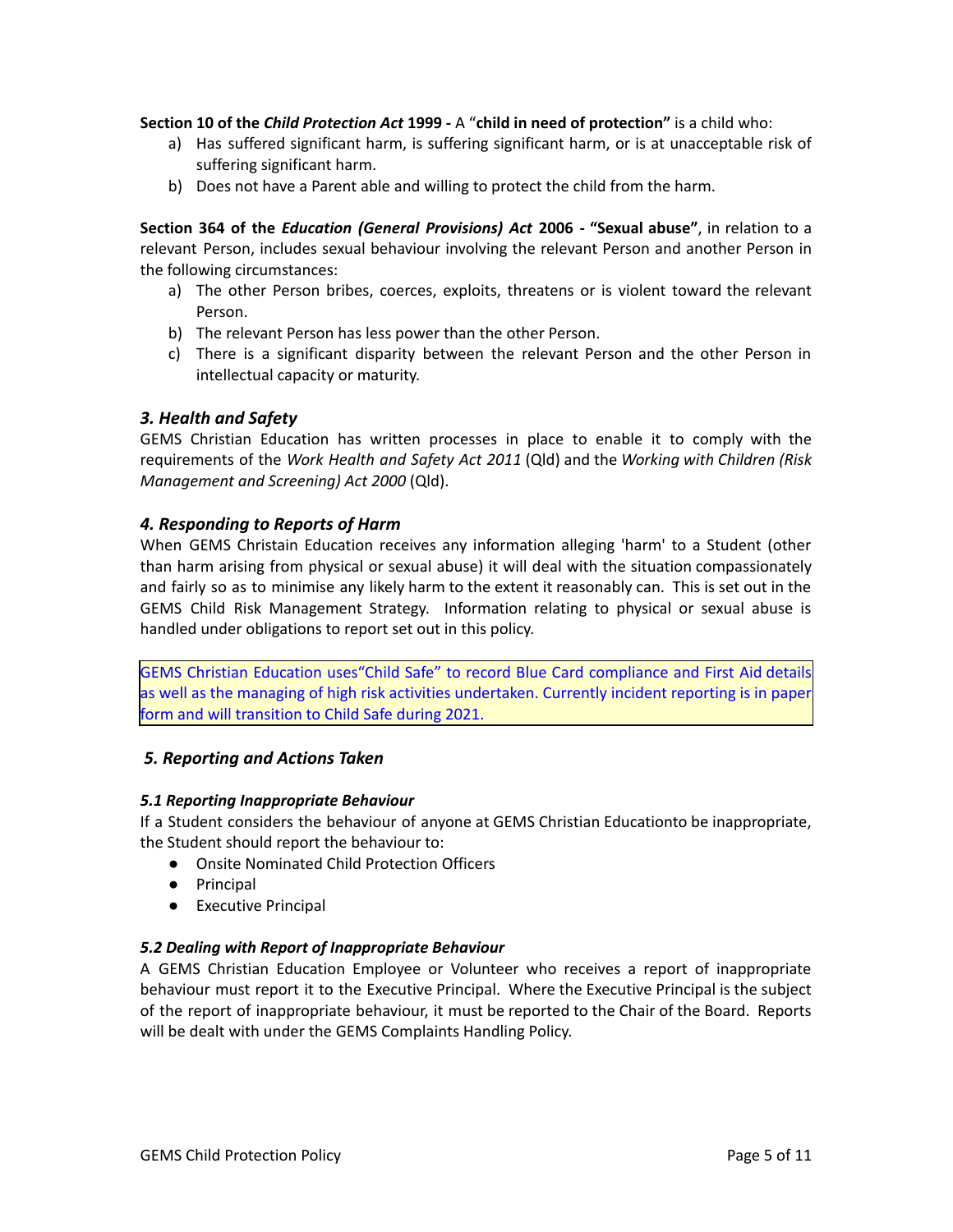**Section 10 of the *Child Protection Act* 1999 -** A "**child in need of protection"** is a child who:

a) Has suffered significant harm, is suffering significant harm, or is at unacceptable risk of suffering significant harm.
b) Does not have a Parent able and willing to protect the child from the harm.

**Section 364 of the *Education (General Provisions) Act* 2006 - "Sexual abuse"**, in relation to a relevant Person, includes sexual behaviour involving the relevant Person and another Person in the following circumstances:

a) The other Person bribes, coerces, exploits, threatens or is violent toward the relevant Person.
b) The relevant Person has less power than the other Person.
c) There is a significant disparity between the relevant Person and the other Person in intellectual capacity or maturity.

## *3. Health and Safety*

GEMS Christian Education has written processes in place to enable it to comply with the requirements of the *Work Health and Safety Act 2011* (Qld) and the *Working with Children (Risk Management and Screening) Act 2000* (Qld).

## *4. Responding to Reports of Harm*

When GEMS Christain Education receives any information alleging 'harm' to a Student (other than harm arising from physical or sexual abuse) it will deal with the situation compassionately and fairly so as to minimise any likely harm to the extent it reasonably can. This is set out in the GEMS Child Risk Management Strategy. Information relating to physical or sexual abuse is handled under obligations to report set out in this policy.

GEMS Christian Education uses"Child Safe" to record Blue Card compliance and First Aid details as well as the managing of high risk activities undertaken. Currently incident reporting is in paper form and will transition to Child Safe during 2021.

## *5. Reporting and Actions Taken*

### *5.1 Reporting Inappropriate Behaviour*

If a Student considers the behaviour of anyone at GEMS Christian Educationto be inappropriate, the Student should report the behaviour to:

- Onsite Nominated Child Protection Officers
- Principal
- Executive Principal

### *5.2 Dealing with Report of Inappropriate Behaviour*

A GEMS Christian Education Employee or Volunteer who receives a report of inappropriate behaviour must report it to the Executive Principal. Where the Executive Principal is the subject of the report of inappropriate behaviour, it must be reported to the Chair of the Board. Reports will be dealt with under the GEMS Complaints Handling Policy.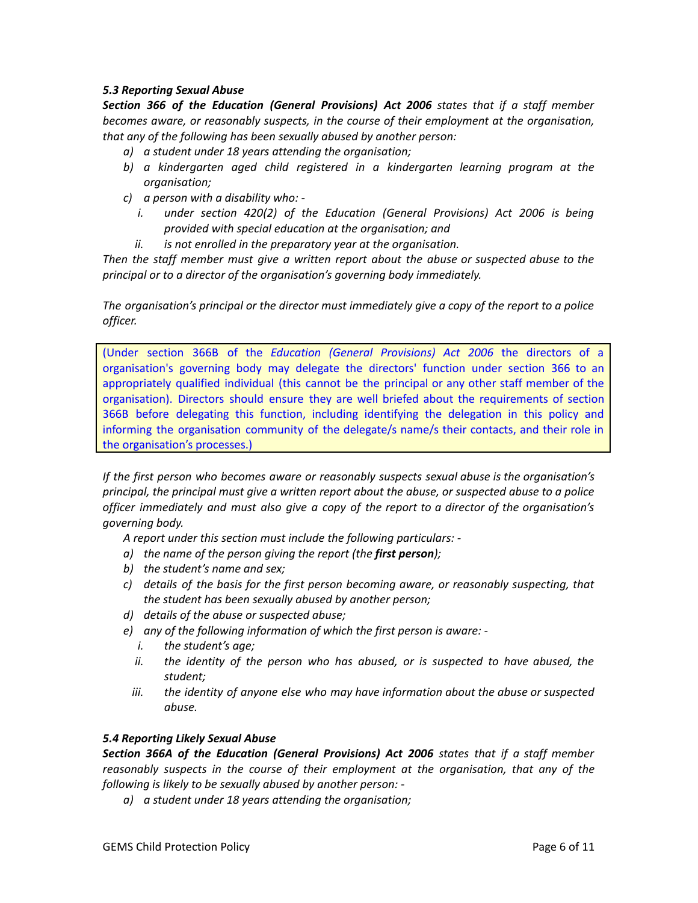### *5.3 Reporting Sexual Abuse*

***Section 366 of the Education (General Provisions) Act 2006*** *states that if a staff member becomes aware, or reasonably suspects, in the course of their employment at the organisation, that any of the following has been sexually abused by another person:*

- *a) a student under 18 years attending the organisation;*
- *b) a kindergarten aged child registered in a kindergarten learning program at the organisation;*
- *c) a person with a disability who: -*
  - *i. under section 420(2) of the Education (General Provisions) Act 2006 is being provided with special education at the organisation; and*
  - *ii. is not enrolled in the preparatory year at the organisation.*

*Then the staff member must give a written report about the abuse or suspected abuse to the principal or to a director of the organisation's governing body immediately.*

*The organisation's principal or the director must immediately give a copy of the report to a police officer.*

> (Under section 366B of the *Education (General Provisions) Act 2006* the directors of a organisation's governing body may delegate the directors' function under section 366 to an appropriately qualified individual (this cannot be the principal or any other staff member of the organisation). Directors should ensure they are well briefed about the requirements of section 366B before delegating this function, including identifying the delegation in this policy and informing the organisation community of the delegate/s name/s their contacts, and their role in the organisation's processes.)

*If the first person who becomes aware or reasonably suspects sexual abuse is the organisation's principal, the principal must give a written report about the abuse, or suspected abuse to a police officer immediately and must also give a copy of the report to a director of the organisation's governing body.*

*A report under this section must include the following particulars: -*

- *a) the name of the person giving the report (the* ***first person****);*
- *b) the student's name and sex;*
- *c) details of the basis for the first person becoming aware, or reasonably suspecting, that the student has been sexually abused by another person;*
- *d) details of the abuse or suspected abuse;*
- *e) any of the following information of which the first person is aware: -*
  - *i. the student's age;*
  - *ii. the identity of the person who has abused, or is suspected to have abused, the student;*
  - *iii. the identity of anyone else who may have information about the abuse or suspected abuse.*

### *5.4 Reporting Likely Sexual Abuse*

***Section 366A of the Education (General Provisions) Act 2006*** *states that if a staff member reasonably suspects in the course of their employment at the organisation, that any of the following is likely to be sexually abused by another person: -*

- *a) a student under 18 years attending the organisation;*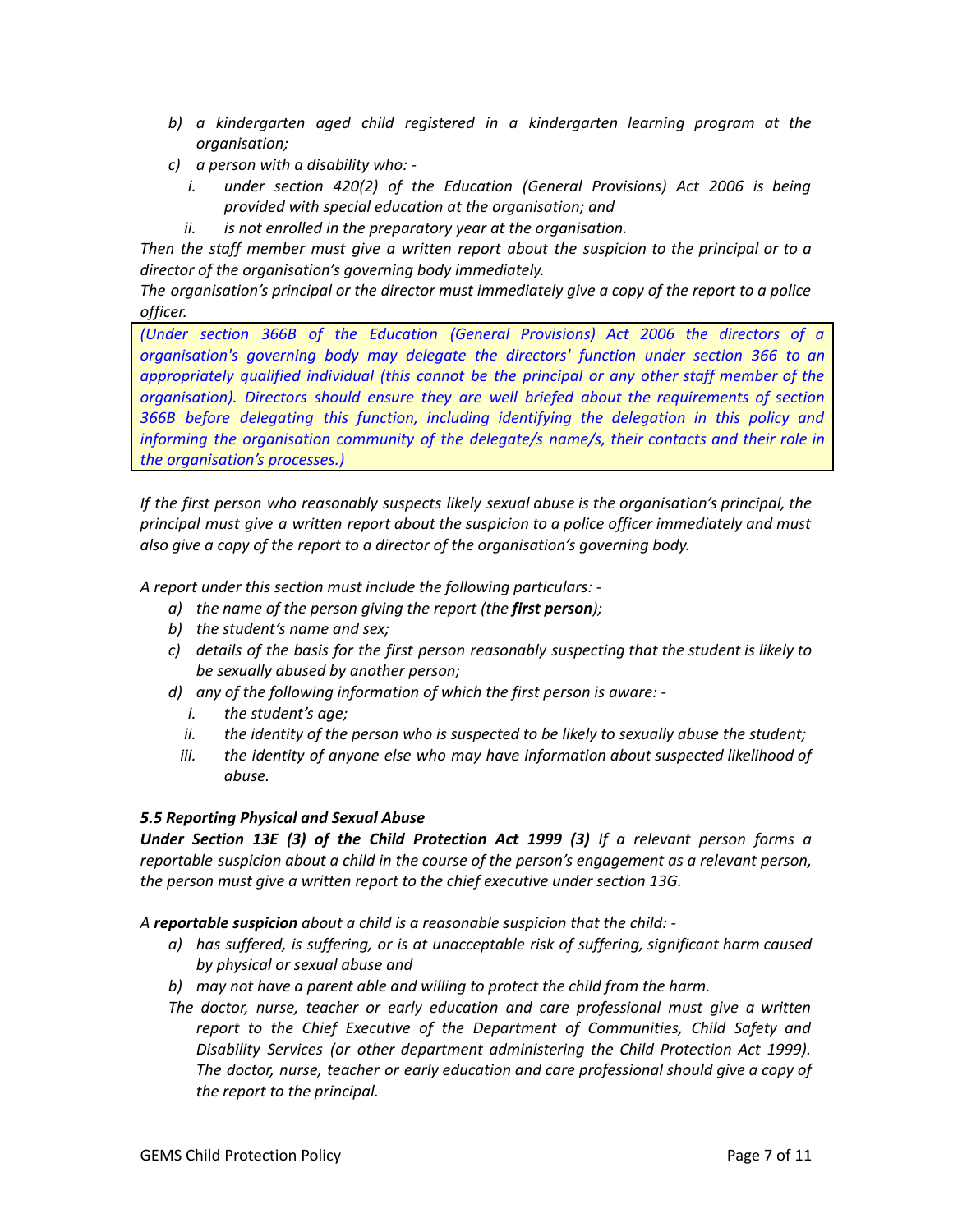*b) a kindergarten aged child registered in a kindergarten learning program at the organisation;*

*c) a person with a disability who: -*

*i. under section 420(2) of the Education (General Provisions) Act 2006 is being provided with special education at the organisation; and*

*ii. is not enrolled in the preparatory year at the organisation.*

*Then the staff member must give a written report about the suspicion to the principal or to a director of the organisation's governing body immediately.*

*The organisation's principal or the director must immediately give a copy of the report to a police officer.*

*(Under section 366B of the Education (General Provisions) Act 2006 the directors of a organisation's governing body may delegate the directors' function under section 366 to an appropriately qualified individual (this cannot be the principal or any other staff member of the organisation). Directors should ensure they are well briefed about the requirements of section 366B before delegating this function, including identifying the delegation in this policy and informing the organisation community of the delegate/s name/s, their contacts and their role in the organisation's processes.)*

*If the first person who reasonably suspects likely sexual abuse is the organisation's principal, the principal must give a written report about the suspicion to a police officer immediately and must also give a copy of the report to a director of the organisation's governing body.*

*A report under this section must include the following particulars: -*

*a) the name of the person giving the report (the **first person**);*

*b) the student's name and sex;*

*c) details of the basis for the first person reasonably suspecting that the student is likely to be sexually abused by another person;*

*d) any of the following information of which the first person is aware: -*

*i. the student's age;*

*ii. the identity of the person who is suspected to be likely to sexually abuse the student;*

*iii. the identity of anyone else who may have information about suspected likelihood of abuse.*

### *5.5 Reporting Physical and Sexual Abuse*

***Under Section 13E (3) of the Child Protection Act 1999 (3)*** *If a relevant person forms a reportable suspicion about a child in the course of the person's engagement as a relevant person, the person must give a written report to the chief executive under section 13G.*

*A **reportable suspicion** about a child is a reasonable suspicion that the child: -*

*a) has suffered, is suffering, or is at unacceptable risk of suffering, significant harm caused by physical or sexual abuse and*

*b) may not have a parent able and willing to protect the child from the harm.*

*The doctor, nurse, teacher or early education and care professional must give a written report to the Chief Executive of the Department of Communities, Child Safety and Disability Services (or other department administering the Child Protection Act 1999). The doctor, nurse, teacher or early education and care professional should give a copy of the report to the principal.*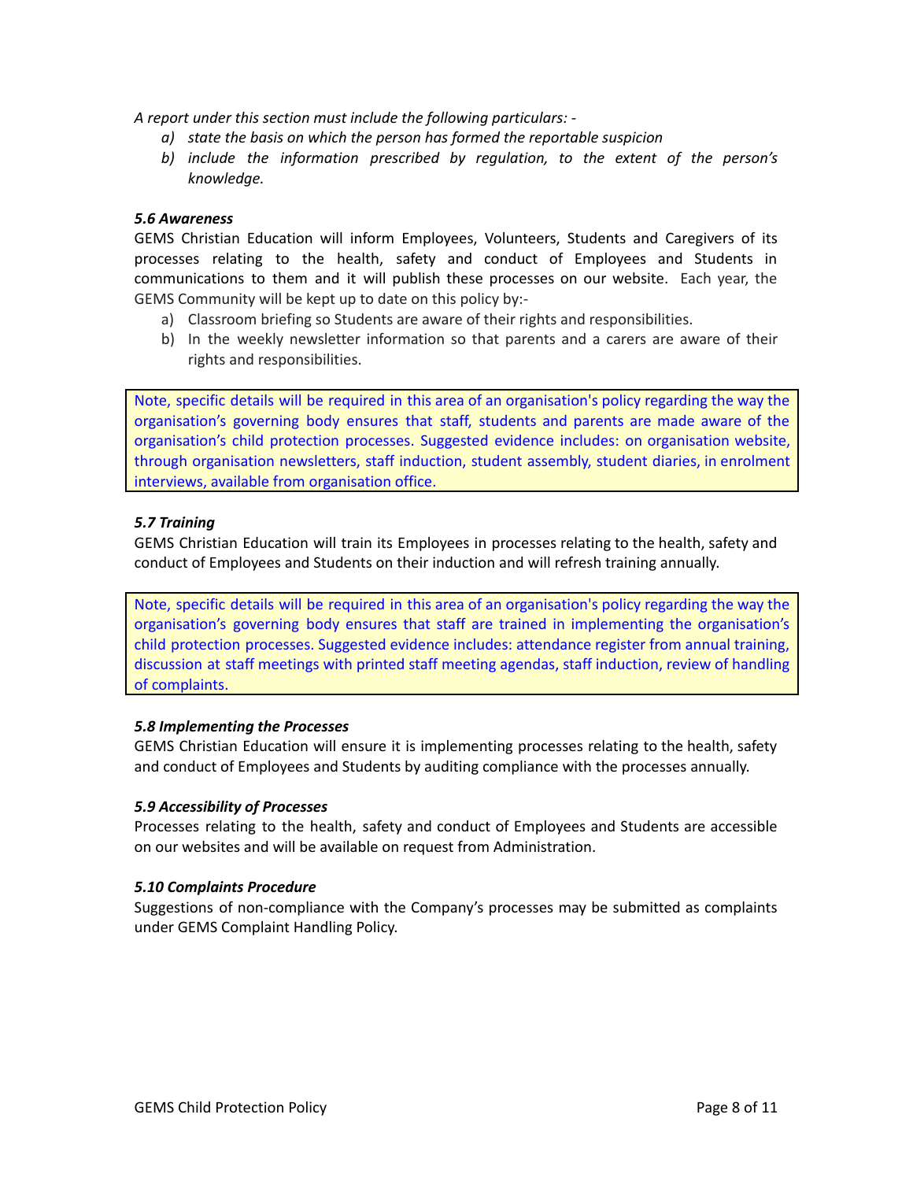*A report under this section must include the following particulars: -*

a) *state the basis on which the person has formed the reportable suspicion*
b) *include the information prescribed by regulation, to the extent of the person's knowledge.*

***5.6 Awareness***

GEMS Christian Education will inform Employees, Volunteers, Students and Caregivers of its processes relating to the health, safety and conduct of Employees and Students in communications to them and it will publish these processes on our website. Each year, the GEMS Community will be kept up to date on this policy by:-

a) Classroom briefing so Students are aware of their rights and responsibilities.
b) In the weekly newsletter information so that parents and a carers are aware of their rights and responsibilities.

> Note, specific details will be required in this area of an organisation's policy regarding the way the organisation's governing body ensures that staff, students and parents are made aware of the organisation's child protection processes. Suggested evidence includes: on organisation website, through organisation newsletters, staff induction, student assembly, student diaries, in enrolment interviews, available from organisation office.

***5.7 Training***

GEMS Christian Education will train its Employees in processes relating to the health, safety and conduct of Employees and Students on their induction and will refresh training annually.

> Note, specific details will be required in this area of an organisation's policy regarding the way the organisation's governing body ensures that staff are trained in implementing the organisation's child protection processes. Suggested evidence includes: attendance register from annual training, discussion at staff meetings with printed staff meeting agendas, staff induction, review of handling of complaints.

***5.8 Implementing the Processes***

GEMS Christian Education will ensure it is implementing processes relating to the health, safety and conduct of Employees and Students by auditing compliance with the processes annually.

***5.9 Accessibility of Processes***

Processes relating to the health, safety and conduct of Employees and Students are accessible on our websites and will be available on request from Administration.

***5.10 Complaints Procedure***

Suggestions of non-compliance with the Company's processes may be submitted as complaints under GEMS Complaint Handling Policy.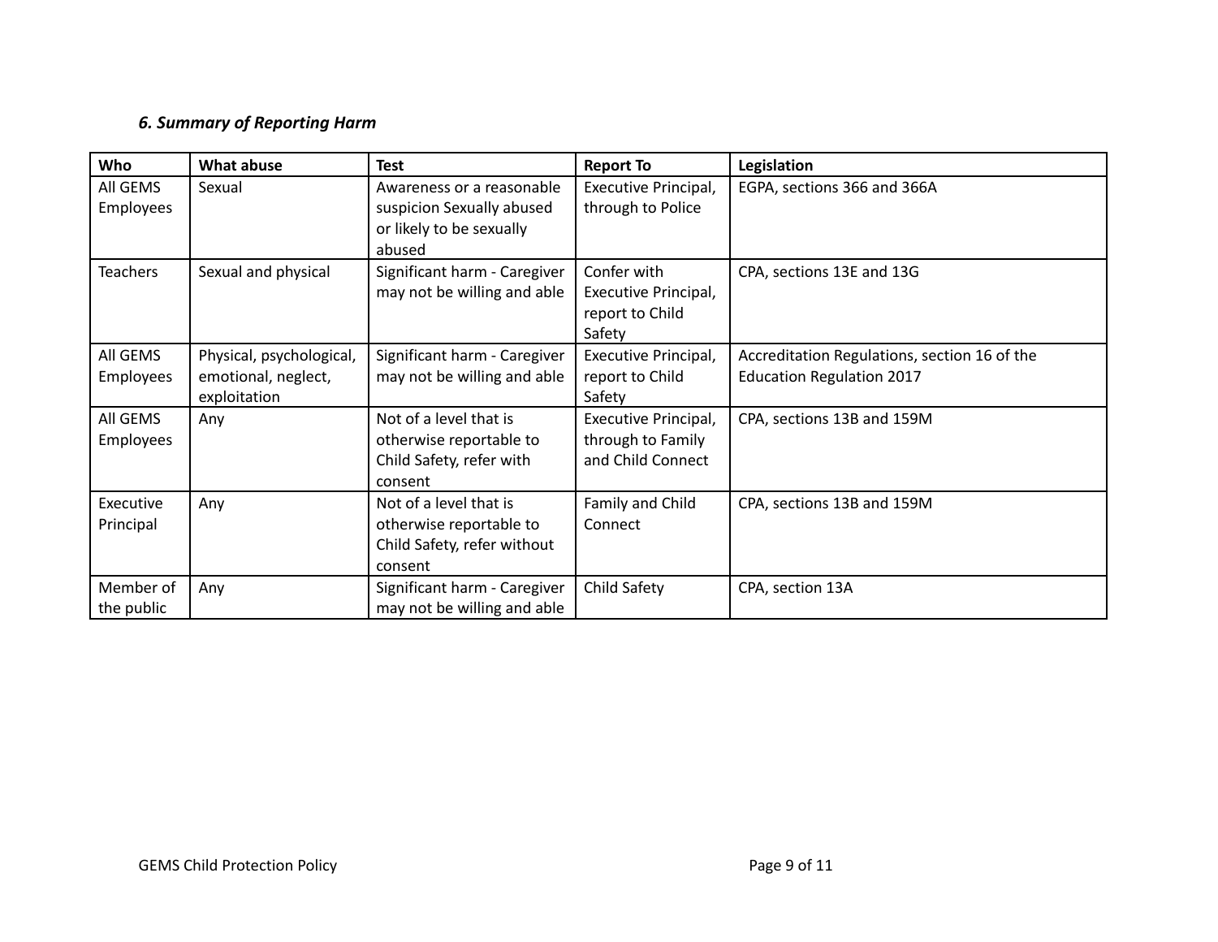### *6. Summary of Reporting Harm*

| Who | What abuse | Test | Report To | Legislation |
|---|---|---|---|---|
| All GEMS Employees | Sexual | Awareness or a reasonable suspicion Sexually abused or likely to be sexually abused | Executive Principal, through to Police | EGPA, sections 366 and 366A |
| Teachers | Sexual and physical | Significant harm - Caregiver may not be willing and able | Confer with Executive Principal, report to Child Safety | CPA, sections 13E and 13G |
| All GEMS Employees | Physical, psychological, emotional, neglect, exploitation | Significant harm - Caregiver may not be willing and able | Executive Principal, report to Child Safety | Accreditation Regulations, section 16 of the Education Regulation 2017 |
| All GEMS Employees | Any | Not of a level that is otherwise reportable to Child Safety, refer with consent | Executive Principal, through to Family and Child Connect | CPA, sections 13B and 159M |
| Executive Principal | Any | Not of a level that is otherwise reportable to Child Safety, refer without consent | Family and Child Connect | CPA, sections 13B and 159M |
| Member of the public | Any | Significant harm - Caregiver may not be willing and able | Child Safety | CPA, section 13A |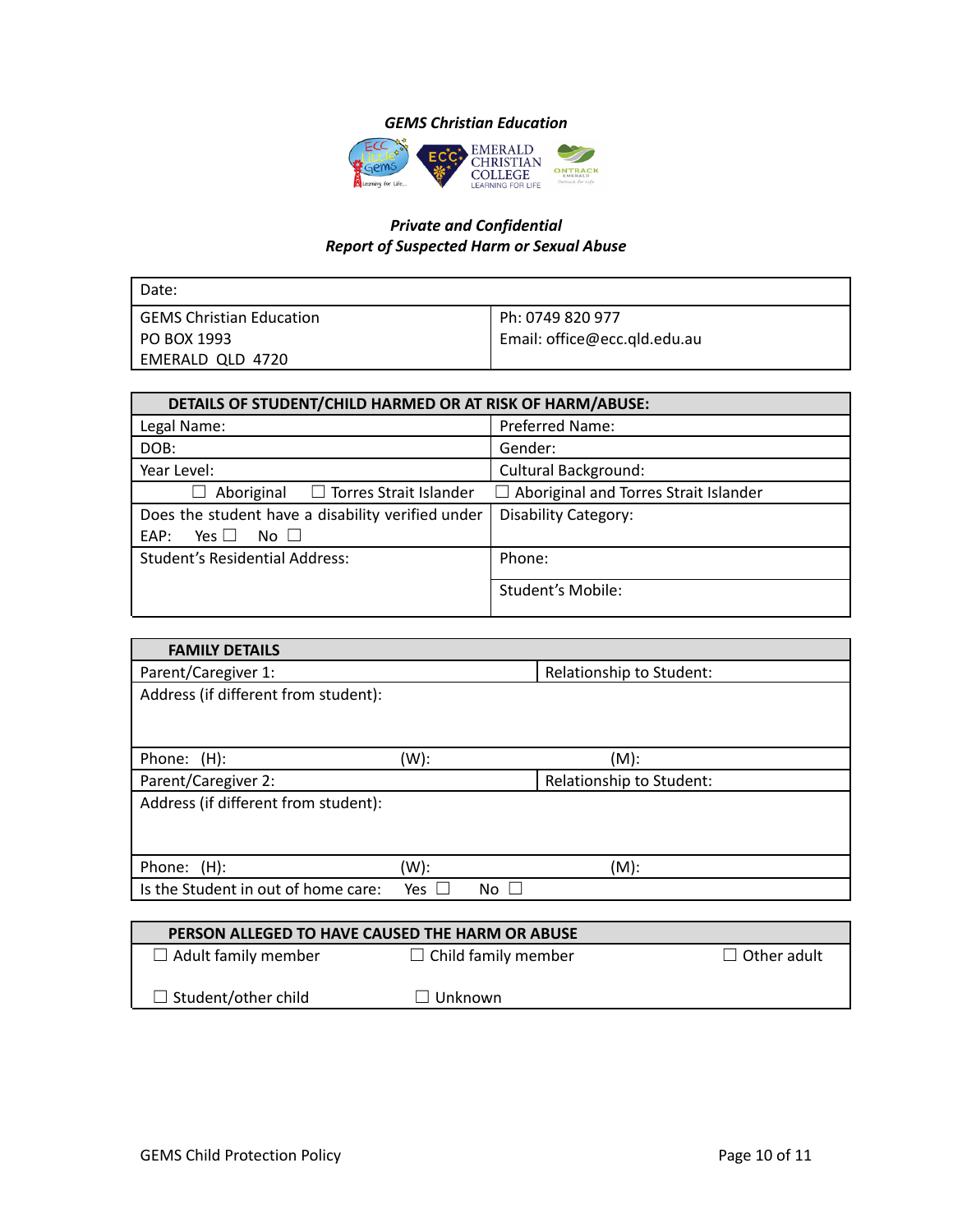*GEMS Christian Education*

***Private and Confidential***
***Report of Suspected Harm or Sexual Abuse***

| Date: | |
|---|---|
| GEMS Christian Education<br>PO BOX 1993<br>EMERALD QLD 4720 | Ph: 0749 820 977<br>Email: office@ecc.qld.edu.au |

| **DETAILS OF STUDENT/CHILD HARMED OR AT RISK OF HARM/ABUSE:** | |
|---|---|
| Legal Name: | Preferred Name: |
| DOB: | Gender: |
| Year Level: | Cultural Background: |
| ☐ Aboriginal ☐ Torres Strait Islander | ☐ Aboriginal and Torres Strait Islander |
| Does the student have a disability verified under EAP: Yes ☐ No ☐ | Disability Category: |
| Student's Residential Address: | Phone: |
| | Student's Mobile: |

| **FAMILY DETAILS** | | |
|---|---|---|
| Parent/Caregiver 1: | | Relationship to Student: |
| Address (if different from student): | | |
| Phone: (H): | (W): | (M): |
| Parent/Caregiver 2: | | Relationship to Student: |
| Address (if different from student): | | |
| Phone: (H): | (W): | (M): |
| Is the Student in out of home care: | Yes ☐ No ☐ | |

| **PERSON ALLEGED TO HAVE CAUSED THE HARM OR ABUSE** | | |
|---|---|---|
| ☐ Adult family member | ☐ Child family member | ☐ Other adult |
| ☐ Student/other child | ☐ Unknown | |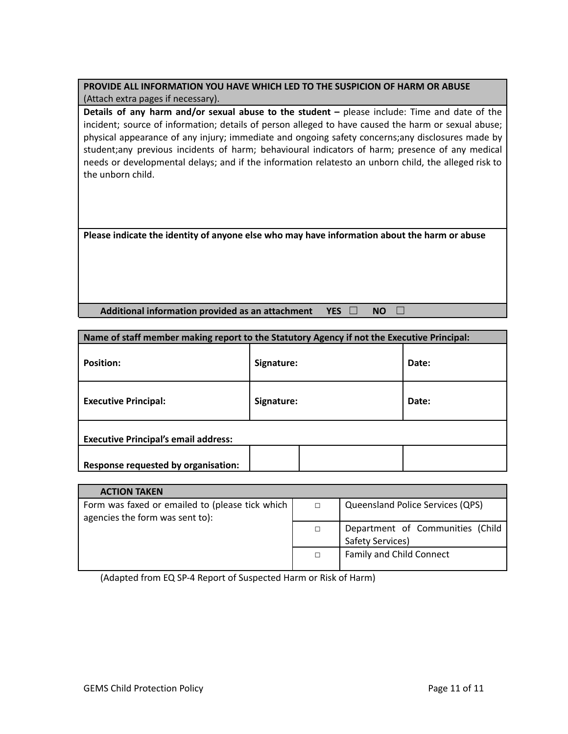| **PROVIDE ALL INFORMATION YOU HAVE WHICH LED TO THE SUSPICION OF HARM OR ABUSE** (Attach extra pages if necessary). |
|---|
| **Details of any harm and/or sexual abuse to the student –** please include: Time and date of the incident; source of information; details of person alleged to have caused the harm or sexual abuse; physical appearance of any injury; immediate and ongoing safety concerns;any disclosures made by student;any previous incidents of harm; behavioural indicators of harm; presence of any medical needs or developmental delays; and if the information relatesto an unborn child, the alleged risk to the unborn child. |
| **Please indicate the identity of anyone else who may have information about the harm or abuse** |
| **Additional information provided as an attachment YES ☐ NO ☐** |

| **Name of staff member making report to the Statutory Agency if not the Executive Principal:** | | | |
|---|---|---|---|
| **Position:** | **Signature:** | | **Date:** |
| **Executive Principal:** | **Signature:** | | **Date:** |
| **Executive Principal's email address:** | | | |
| **Response requested by organisation:** | | | |

| **ACTION TAKEN** | | |
|---|---|---|
| Form was faxed or emailed to (please tick which agencies the form was sent to): | ☐ | Queensland Police Services (QPS) |
| | ☐ | Department of Communities (Child Safety Services) |
| | ☐ | Family and Child Connect |

(Adapted from EQ SP-4 Report of Suspected Harm or Risk of Harm)